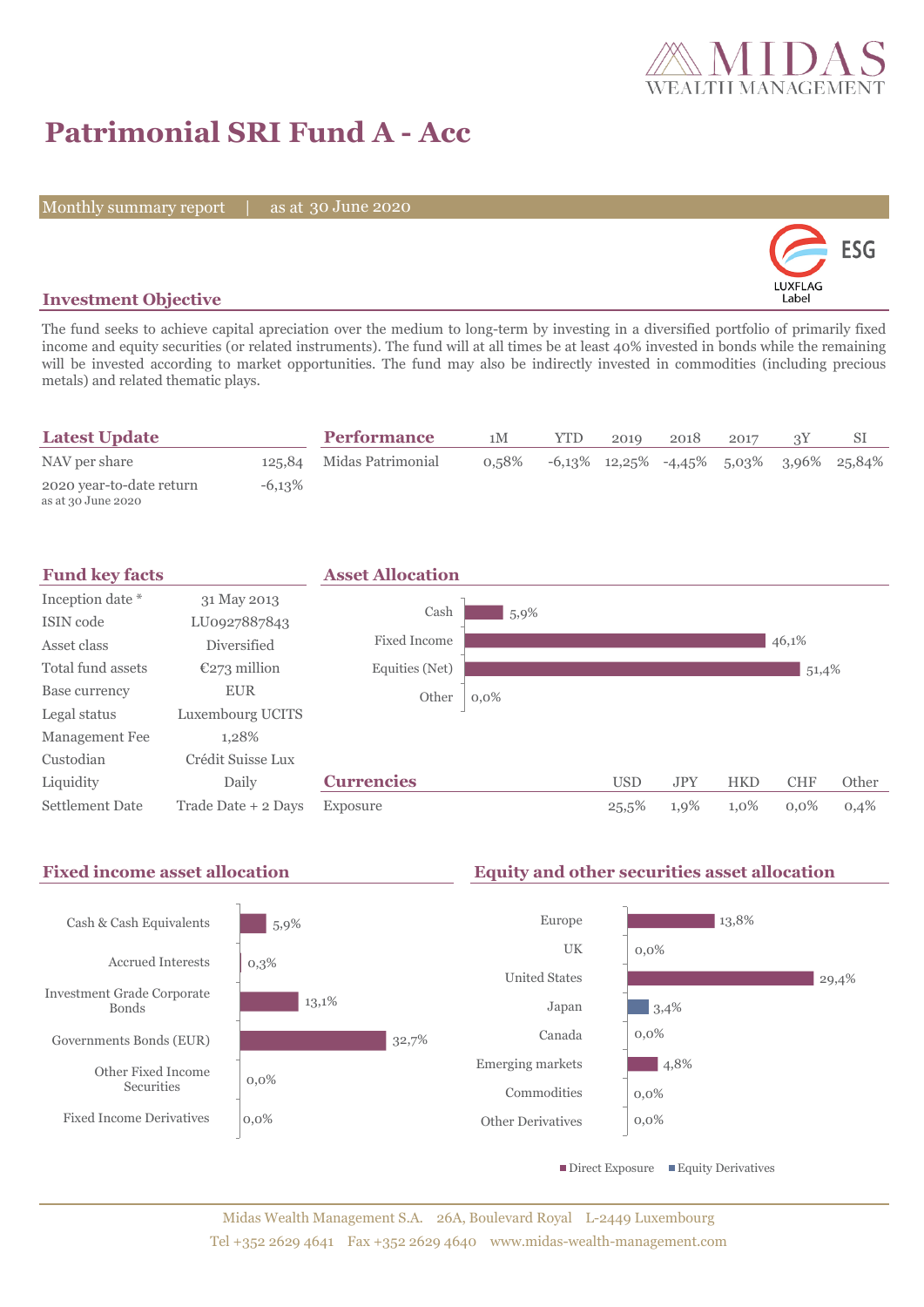# Patrimonial SRI Fund A - Acc

Monthly summary report | as at 30 June 2020

## Investment Objective

The fund seeks to achieve capital apreciation over the medium to long-term by investing in a diversified portfolio of primarily fixed income and equity securities (or related instruments). The fund will at all times be at least 40% invested in bonds while the remaining will be invested according to market opportunities. The fund may also be indirectly invested in commodities (including precious metals) and related thematic plays.

## Latest Update

| | |
|---|---|
| NAV per share | 125,84 |
| 2020 year-to-date return (as at 30 June 2020) | -6,13% |

## Performance

| | 1M | YTD | 2019 | 2018 | 2017 | 3Y | SI |
|---|---|---|---|---|---|---|---|
| Midas Patrimonial | 0,58% | -6,13% | 12,25% | -4,45% | 5,03% | 3,96% | 25,84% |

## Fund key facts

| | |
|---|---|
| Inception date * | 31 May 2013 |
| ISIN code | LU0927887843 |
| Asset class | Diversified |
| Total fund assets | €273 million |
| Base currency | EUR |
| Legal status | Luxembourg UCITS |
| Management Fee | 1,28% |
| Custodian | Crédit Suisse Lux |
| Liquidity | Daily |
| Settlement Date | Trade Date + 2 Days |

## Asset Allocation

| | |
|---|---|
| Cash | 5,9% |
| Fixed Income | 46,1% |
| Equities (Net) | 51,4% |
| Other | 0,0% |

## Currencies

| | USD | JPY | HKD | CHF | Other |
|---|---|---|---|---|---|
| Exposure | 25,5% | 1,9% | 1,0% | 0,0% | 0,4% |

## Fixed income asset allocation

| | |
|---|---|
| Cash & Cash Equivalents | 5,9% |
| Accrued Interests | 0,3% |
| Investment Grade Corporate Bonds | 13,1% |
| Governments Bonds (EUR) | 32,7% |
| Other Fixed Income Securities | 0,0% |
| Fixed Income Derivatives | 0,0% |

## Equity and other securities asset allocation

| | |
|---|---|
| Europe | 13,8% |
| UK | 0,0% |
| United States | 29,4% |
| Japan | 3,4% |
| Canada | 0,0% |
| Emerging markets | 4,8% |
| Commodities | 0,0% |
| Other Derivatives | 0,0% |

Direct Exposure ■ Equity Derivatives

Midas Wealth Management S.A. 26A, Boulevard Royal L-2449 Luxembourg
Tel +352 2629 4641 Fax +352 2629 4640 www.midas-wealth-management.com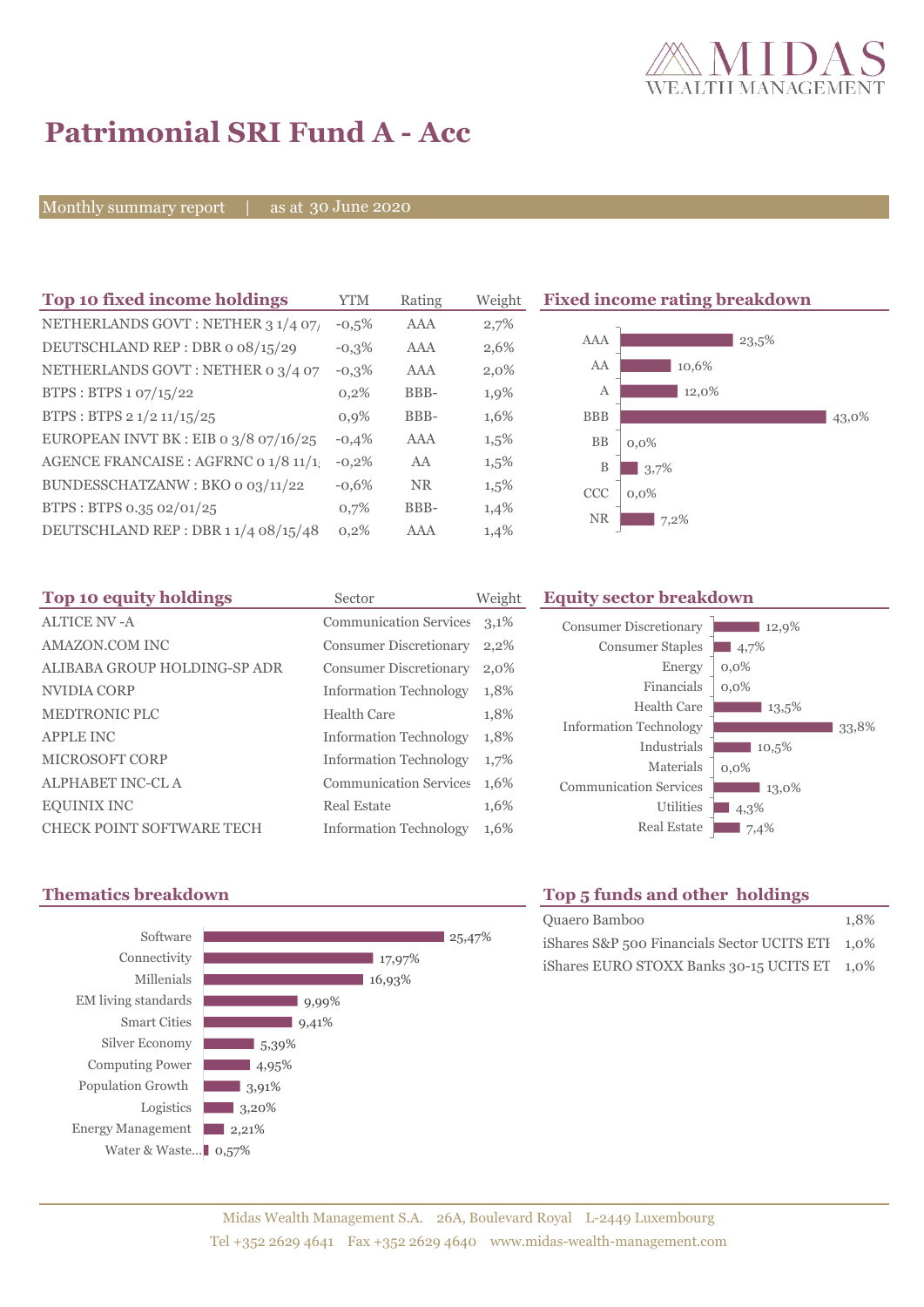# Patrimonial SRI Fund A - Acc

Monthly summary report | as at 30 June 2020

## Top 10 fixed income holdings

| Top 10 fixed income holdings | YTM | Rating | Weight |
|---|---|---|---|
| NETHERLANDS GOVT : NETHER 3 1/4 07/ | -0,5% | AAA | 2,7% |
| DEUTSCHLAND REP : DBR 0 08/15/29 | -0,3% | AAA | 2,6% |
| NETHERLANDS GOVT : NETHER 0 3/4 07 | -0,3% | AAA | 2,0% |
| BTPS : BTPS 1 07/15/22 | 0,2% | BBB- | 1,9% |
| BTPS : BTPS 2 1/2 11/15/25 | 0,9% | BBB- | 1,6% |
| EUROPEAN INVT BK : EIB 0 3/8 07/16/25 | -0,4% | AAA | 1,5% |
| AGENCE FRANCAISE : AGFRNC 0 1/8 11/1 | -0,2% | AA | 1,5% |
| BUNDESSCHATZANW : BKO 0 03/11/22 | -0,6% | NR | 1,5% |
| BTPS : BTPS 0.35 02/01/25 | 0,7% | BBB- | 1,4% |
| DEUTSCHLAND REP : DBR 1 1/4 08/15/48 | 0,2% | AAA | 1,4% |

## Fixed income rating breakdown

| Rating | Weight |
|---|---|
| AAA | 23,5% |
| AA | 10,6% |
| A | 12,0% |
| BBB | 43,0% |
| BB | 0,0% |
| B | 3,7% |
| CCC | 0,0% |
| NR | 7,2% |

## Top 10 equity holdings

| Top 10 equity holdings | Sector | Weight |
|---|---|---|
| ALTICE NV -A | Communication Services | 3,1% |
| AMAZON.COM INC | Consumer Discretionary | 2,2% |
| ALIBABA GROUP HOLDING-SP ADR | Consumer Discretionary | 2,0% |
| NVIDIA CORP | Information Technology | 1,8% |
| MEDTRONIC PLC | Health Care | 1,8% |
| APPLE INC | Information Technology | 1,8% |
| MICROSOFT CORP | Information Technology | 1,7% |
| ALPHABET INC-CL A | Communication Services | 1,6% |
| EQUINIX INC | Real Estate | 1,6% |
| CHECK POINT SOFTWARE TECH | Information Technology | 1,6% |

## Equity sector breakdown

| Sector | Weight |
|---|---|
| Consumer Discretionary | 12,9% |
| Consumer Staples | 4,7% |
| Energy | 0,0% |
| Financials | 0,0% |
| Health Care | 13,5% |
| Information Technology | 33,8% |
| Industrials | 10,5% |
| Materials | 0,0% |
| Communication Services | 13,0% |
| Utilities | 4,3% |
| Real Estate | 7,4% |

## Thematics breakdown

| Theme | Weight |
|---|---|
| Software | 25,47% |
| Connectivity | 17,97% |
| Millenials | 16,93% |
| EM living standards | 9,99% |
| Smart Cities | 9,41% |
| Silver Economy | 5,39% |
| Computing Power | 4,95% |
| Population Growth | 3,91% |
| Logistics | 3,20% |
| Energy Management | 2,21% |
| Water & Waste... | 0,57% |

## Top 5 funds and other holdings

| Holding | Weight |
|---|---|
| Quaero Bamboo | 1,8% |
| iShares S&P 500 Financials Sector UCITS ETI | 1,0% |
| iShares EURO STOXX Banks 30-15 UCITS ET | 1,0% |

Midas Wealth Management S.A. 26A, Boulevard Royal L-2449 Luxembourg
Tel +352 2629 4641 Fax +352 2629 4640 www.midas-wealth-management.com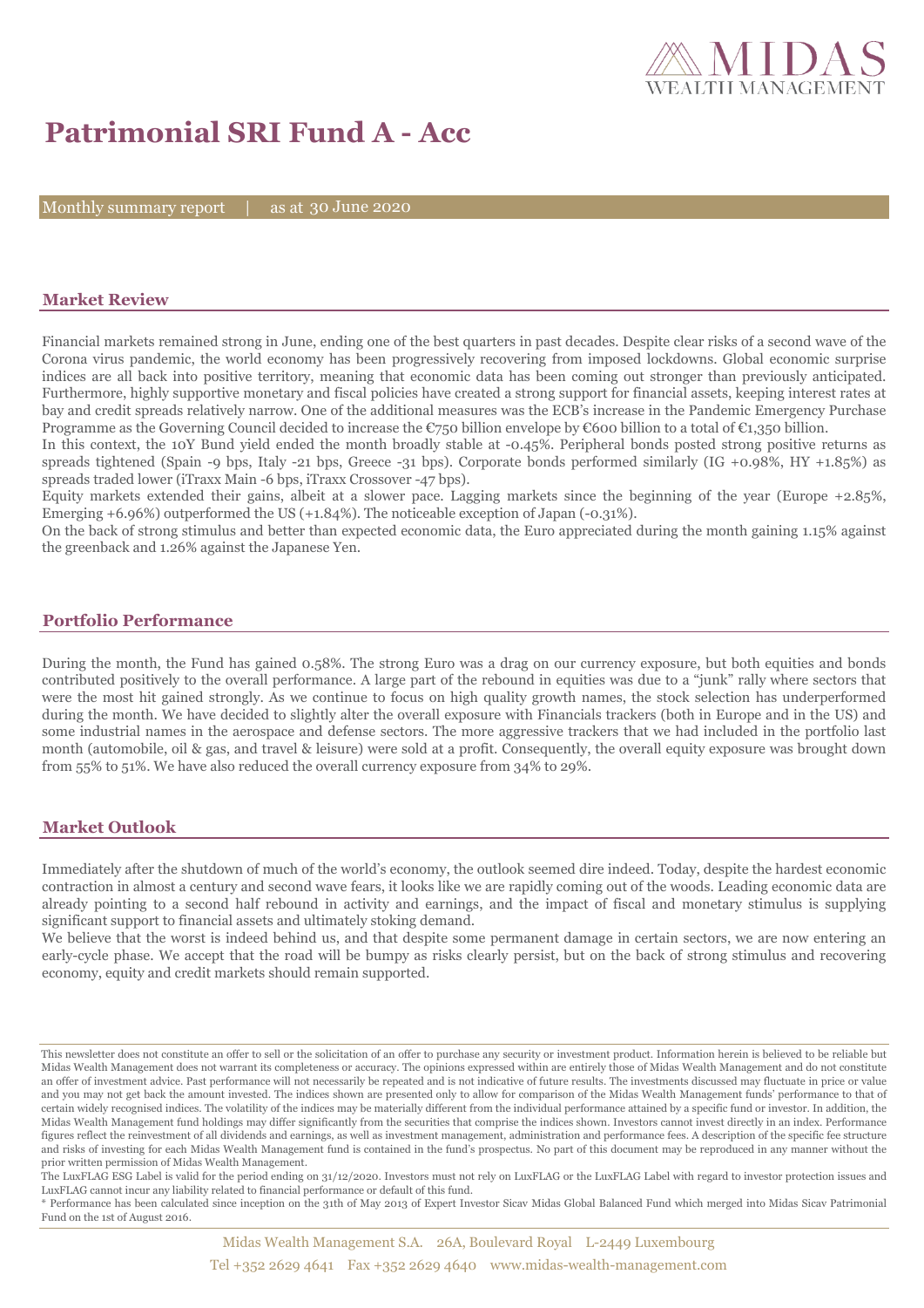# Patrimonial SRI Fund A - Acc

Monthly summary report | as at 30 June 2020

## Market Review

Financial markets remained strong in June, ending one of the best quarters in past decades. Despite clear risks of a second wave of the Corona virus pandemic, the world economy has been progressively recovering from imposed lockdowns. Global economic surprise indices are all back into positive territory, meaning that economic data has been coming out stronger than previously anticipated. Furthermore, highly supportive monetary and fiscal policies have created a strong support for financial assets, keeping interest rates at bay and credit spreads relatively narrow. One of the additional measures was the ECB's increase in the Pandemic Emergency Purchase Programme as the Governing Council decided to increase the €750 billion envelope by €600 billion to a total of €1,350 billion.

In this context, the 10Y Bund yield ended the month broadly stable at -0.45%. Peripheral bonds posted strong positive returns as spreads tightened (Spain -9 bps, Italy -21 bps, Greece -31 bps). Corporate bonds performed similarly (IG +0.98%, HY +1.85%) as spreads traded lower (iTraxx Main -6 bps, iTraxx Crossover -47 bps).

Equity markets extended their gains, albeit at a slower pace. Lagging markets since the beginning of the year (Europe +2.85%, Emerging +6.96%) outperformed the US (+1.84%). The noticeable exception of Japan (-0.31%).

On the back of strong stimulus and better than expected economic data, the Euro appreciated during the month gaining 1.15% against the greenback and 1.26% against the Japanese Yen.

## Portfolio Performance

During the month, the Fund has gained 0.58%. The strong Euro was a drag on our currency exposure, but both equities and bonds contributed positively to the overall performance. A large part of the rebound in equities was due to a "junk" rally where sectors that were the most hit gained strongly. As we continue to focus on high quality growth names, the stock selection has underperformed during the month. We have decided to slightly alter the overall exposure with Financials trackers (both in Europe and in the US) and some industrial names in the aerospace and defense sectors. The more aggressive trackers that we had included in the portfolio last month (automobile, oil & gas, and travel & leisure) were sold at a profit. Consequently, the overall equity exposure was brought down from 55% to 51%. We have also reduced the overall currency exposure from 34% to 29%.

## Market Outlook

Immediately after the shutdown of much of the world's economy, the outlook seemed dire indeed. Today, despite the hardest economic contraction in almost a century and second wave fears, it looks like we are rapidly coming out of the woods. Leading economic data are already pointing to a second half rebound in activity and earnings, and the impact of fiscal and monetary stimulus is supplying significant support to financial assets and ultimately stoking demand.

We believe that the worst is indeed behind us, and that despite some permanent damage in certain sectors, we are now entering an early-cycle phase. We accept that the road will be bumpy as risks clearly persist, but on the back of strong stimulus and recovering economy, equity and credit markets should remain supported.

This newsletter does not constitute an offer to sell or the solicitation of an offer to purchase any security or investment product. Information herein is believed to be reliable but Midas Wealth Management does not warrant its completeness or accuracy. The opinions expressed within are entirely those of Midas Wealth Management and do not constitute an offer of investment advice. Past performance will not necessarily be repeated and is not indicative of future results. The investments discussed may fluctuate in price or value and you may not get back the amount invested. The indices shown are presented only to allow for comparison of the Midas Wealth Management funds' performance to that of certain widely recognised indices. The volatility of the indices may be materially different from the individual performance attained by a specific fund or investor. In addition, the Midas Wealth Management fund holdings may differ significantly from the securities that comprise the indices shown. Investors cannot invest directly in an index. Performance figures reflect the reinvestment of all dividends and earnings, as well as investment management, administration and performance fees. A description of the specific fee structure and risks of investing for each Midas Wealth Management fund is contained in the fund's prospectus. No part of this document may be reproduced in any manner without the prior written permission of Midas Wealth Management.

The LuxFLAG ESG Label is valid for the period ending on 31/12/2020. Investors must not rely on LuxFLAG or the LuxFLAG Label with regard to investor protection issues and LuxFLAG cannot incur any liability related to financial performance or default of this fund.

* Performance has been calculated since inception on the 31th of May 2013 of Expert Investor Sicav Midas Global Balanced Fund which merged into Midas Sicav Patrimonial Fund on the 1st of August 2016.

Midas Wealth Management S.A. 26A, Boulevard Royal L-2449 Luxembourg

Tel +352 2629 4641 Fax +352 2629 4640 www.midas-wealth-management.com